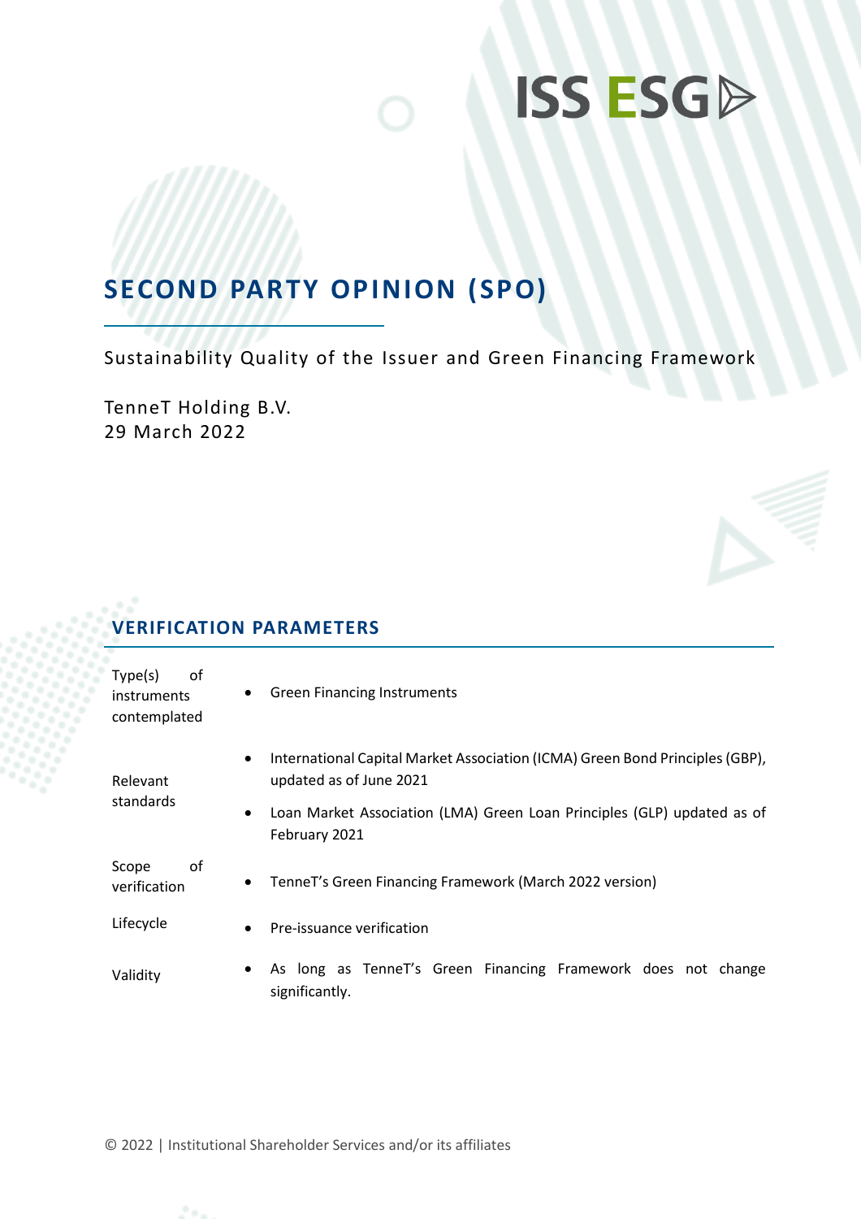ISS ESG

# SECOND PARTY OPINION (SPO)

Sustainability Quality of the Issuer and Green Financing Framework

TenneT Holding B.V.
29 March 2022

## VERIFICATION PARAMETERS

| | |
|---|---|
| Type(s) of instruments contemplated | • Green Financing Instruments |
| Relevant standards | • International Capital Market Association (ICMA) Green Bond Principles (GBP), updated as of June 2021<br>• Loan Market Association (LMA) Green Loan Principles (GLP) updated as of February 2021 |
| Scope of verification | • TenneT's Green Financing Framework (March 2022 version) |
| Lifecycle | • Pre-issuance verification |
| Validity | • As long as TenneT's Green Financing Framework does not change significantly. |

© 2022 | Institutional Shareholder Services and/or its affiliates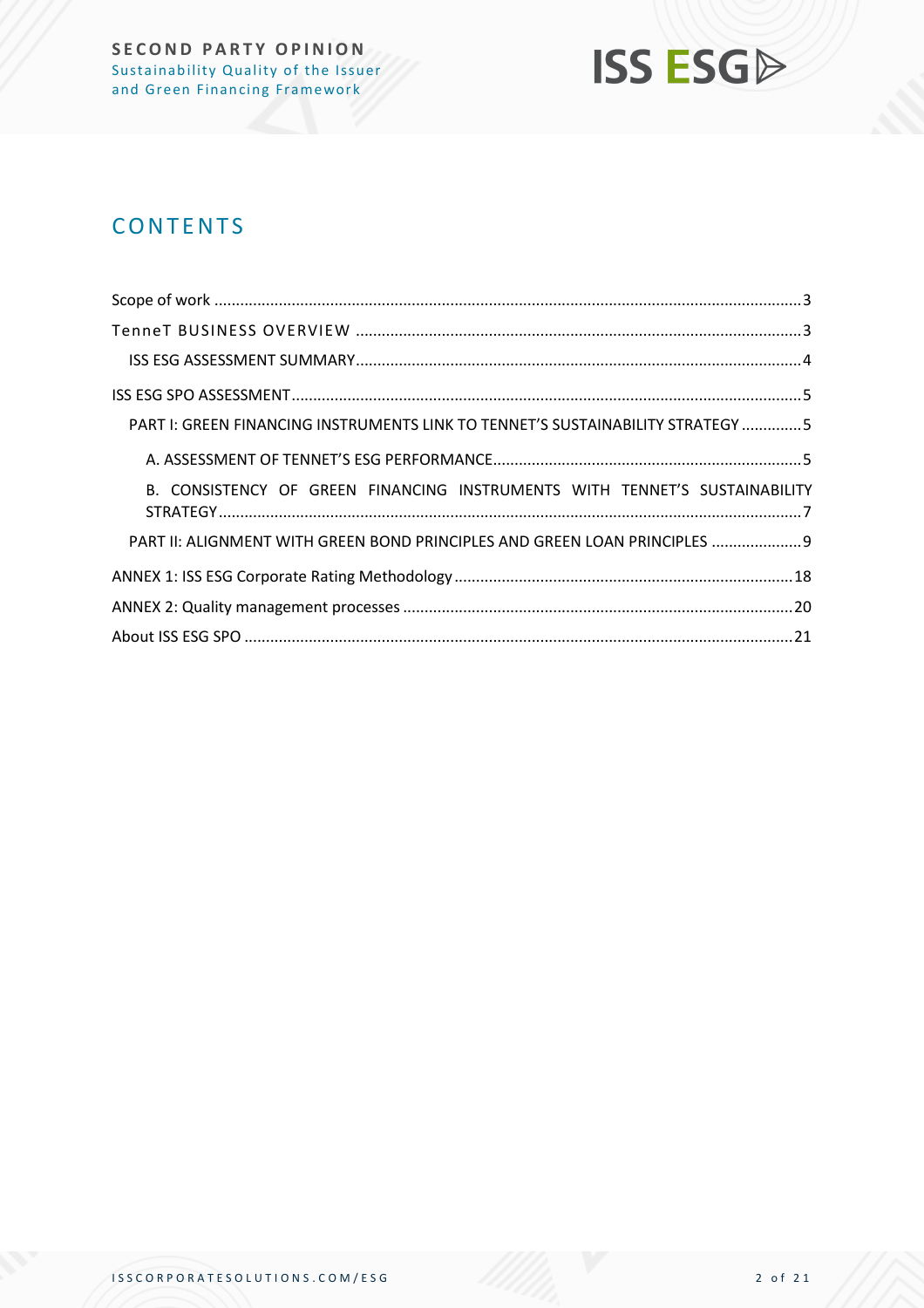# CONTENTS

Scope of work ........................................................................................................................................ 3

TenneT BUSINESS OVERVIEW ....................................................................................................... 3

ISS ESG ASSESSMENT SUMMARY ....................................................................................................... 4

ISS ESG SPO ASSESSMENT ....................................................................................................................... 5

PART I: GREEN FINANCING INSTRUMENTS LINK TO TENNET'S SUSTAINABILITY STRATEGY .............. 5

A. ASSESSMENT OF TENNET'S ESG PERFORMANCE ........................................................................ 5

B. CONSISTENCY OF GREEN FINANCING INSTRUMENTS WITH TENNET'S SUSTAINABILITY STRATEGY ....................................................................................................................................... 7

PART II: ALIGNMENT WITH GREEN BOND PRINCIPLES AND GREEN LOAN PRINCIPLES ..................... 9

ANNEX 1: ISS ESG Corporate Rating Methodology ............................................................................... 18

ANNEX 2: Quality management processes ........................................................................................... 20

About ISS ESG SPO .............................................................................................................................. 21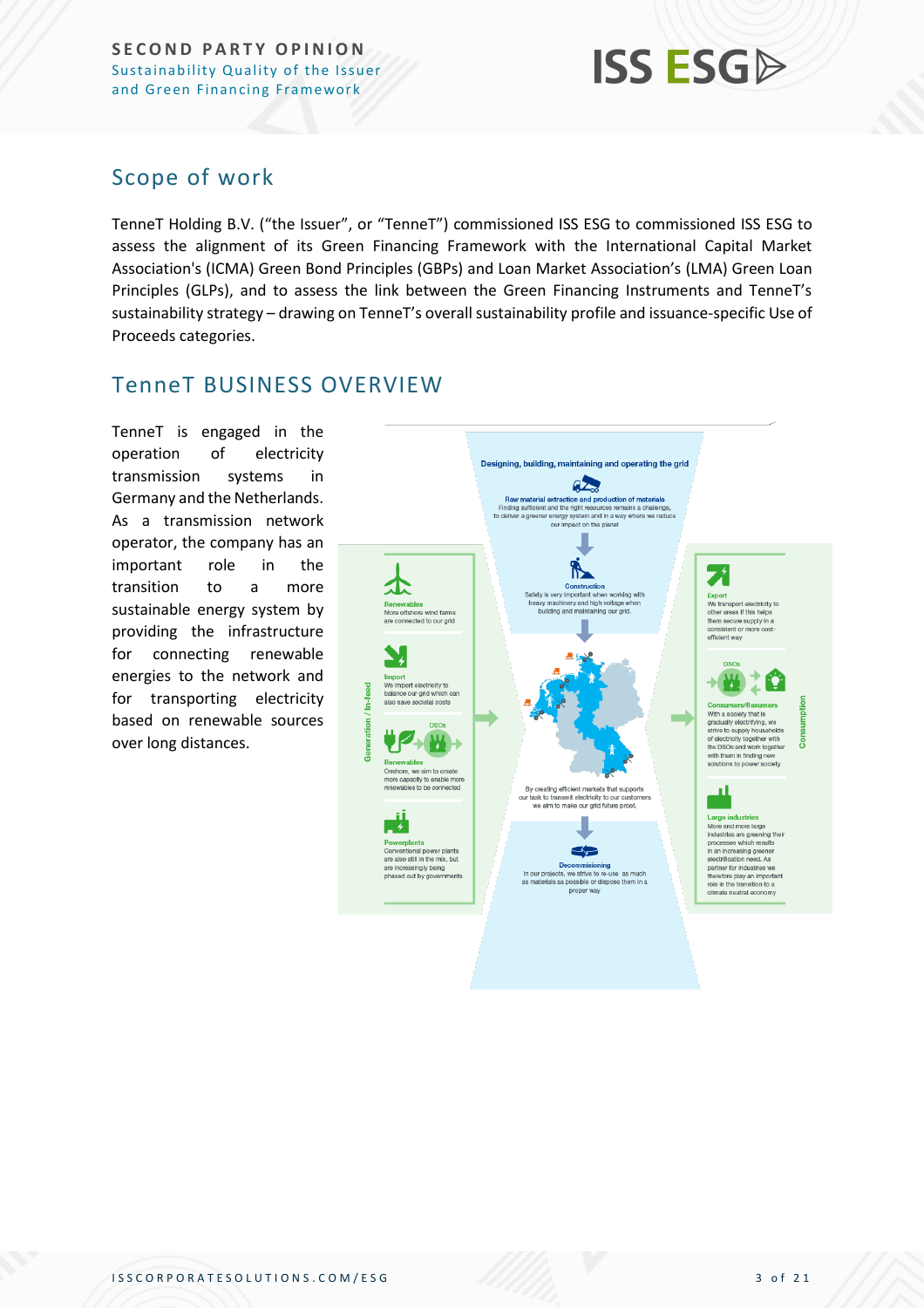## Scope of work

TenneT Holding B.V. ("the Issuer", or "TenneT") commissioned ISS ESG to commissioned ISS ESG to assess the alignment of its Green Financing Framework with the International Capital Market Association's (ICMA) Green Bond Principles (GBPs) and Loan Market Association's (LMA) Green Loan Principles (GLPs), and to assess the link between the Green Financing Instruments and TenneT's sustainability strategy – drawing on TenneT's overall sustainability profile and issuance-specific Use of Proceeds categories.

## TenneT BUSINESS OVERVIEW

TenneT is engaged in the operation of electricity transmission systems in Germany and the Netherlands. As a transmission network operator, the company has an important role in the transition to a more sustainable energy system by providing the infrastructure for connecting renewable energies to the network and for transporting electricity based on renewable sources over long distances.

**Designing, building, maintaining and operating the grid**

**Raw material extraction and production of materials**
Finding sufficient and the right resources remains a challenge, to deliver a greener energy system and in a way where we reduce our impact on the planet

**Construction**
Safety is very important when working with heavy machinery and high voltage when building and maintaining our grid.

By creating efficient markets that supports our task to transmit electricity to our customers we aim to make our grid future proof.

**Decommissioning**
In our projects, we strive to re-use as much as materials as possible or dispose them in a proper way

**Generation / In-feed**

**Renewables**
More offshore wind farms are connected to our grid

**Import**
We import electricity to balance our grid which can also save societal costs

DSOs

**Renewables**
Onshore, we aim to create more capacity to enable more renewables to be connected

**Powerplants**
Conventional power plants are also still in the mix, but are increasingly being phased out by governments

**Consumption**

**Export**
We transport electricity to other areas if this helps them secure supply in a consistent or more cost-efficient way

DSOs

**Consumers/flexumers**
With a society that is gradually electrifying, we strive to supply households of electricity together with the DSOs and work together with them in finding new solutions to power society

**Large industries**
More and more large industries are greening their processes which results in an increasing greener electrification need. As partner for industries we therefore play an important role in the transition to a climate neutral economy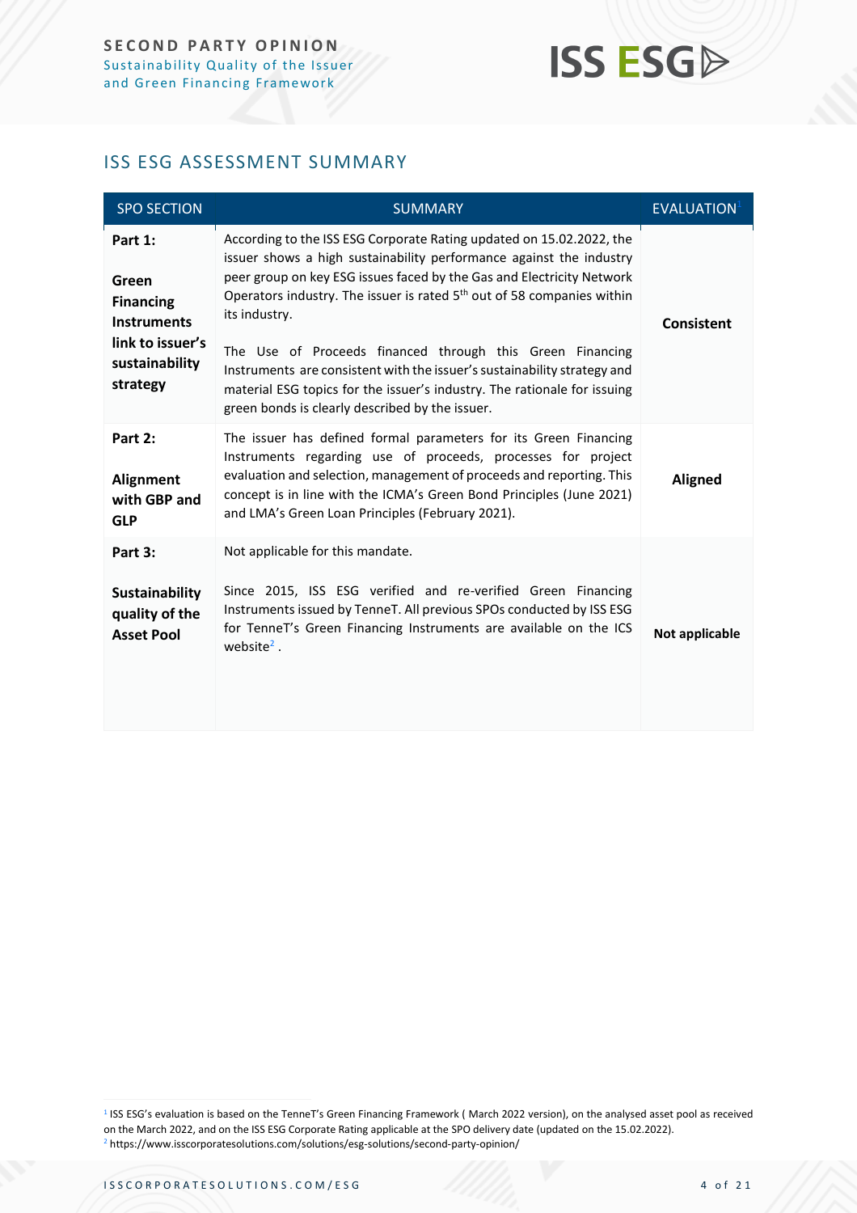## ISS ESG ASSESSMENT SUMMARY

| SPO SECTION | SUMMARY | EVALUATION[1] |
|---|---|---|
| **Part 1: Green Financing Instruments link to issuer's sustainability strategy** | According to the ISS ESG Corporate Rating updated on 15.02.2022, the issuer shows a high sustainability performance against the industry peer group on key ESG issues faced by the Gas and Electricity Network Operators industry. The issuer is rated 5th out of 58 companies within its industry.<br><br>The Use of Proceeds financed through this Green Financing Instruments are consistent with the issuer's sustainability strategy and material ESG topics for the issuer's industry. The rationale for issuing green bonds is clearly described by the issuer. | **Consistent** |
| **Part 2: Alignment with GBP and GLP** | The issuer has defined formal parameters for its Green Financing Instruments regarding use of proceeds, processes for project evaluation and selection, management of proceeds and reporting. This concept is in line with the ICMA's Green Bond Principles (June 2021) and LMA's Green Loan Principles (February 2021). | **Aligned** |
| **Part 3: Sustainability quality of the Asset Pool** | Not applicable for this mandate.<br><br>Since 2015, ISS ESG verified and re-verified Green Financing Instruments issued by TenneT. All previous SPOs conducted by ISS ESG for TenneT's Green Financing Instruments are available on the ICS website[2] . | **Not applicable** |

[1] ISS ESG's evaluation is based on the TenneT's Green Financing Framework ( March 2022 version), on the analysed asset pool as received on the March 2022, and on the ISS ESG Corporate Rating applicable at the SPO delivery date (updated on the 15.02.2022).

[2] https://www.isscorporatesolutions.com/solutions/esg-solutions/second-party-opinion/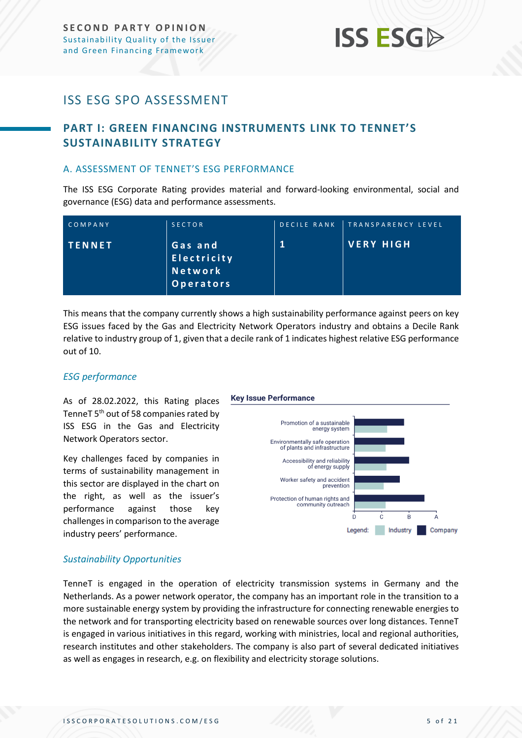# ISS ESG SPO ASSESSMENT

## PART I: GREEN FINANCING INSTRUMENTS LINK TO TENNET'S SUSTAINABILITY STRATEGY

### A. ASSESSMENT OF TENNET'S ESG PERFORMANCE

The ISS ESG Corporate Rating provides material and forward-looking environmental, social and governance (ESG) data and performance assessments.

| COMPANY | SECTOR | DECILE RANK | TRANSPARENCY LEVEL |
|---|---|---|---|
| **TENNET** | **Gas and Electricity Network Operators** | **1** | **VERY HIGH** |

This means that the company currently shows a high sustainability performance against peers on key ESG issues faced by the Gas and Electricity Network Operators industry and obtains a Decile Rank relative to industry group of 1, given that a decile rank of 1 indicates highest relative ESG performance out of 10.

#### *ESG performance*

As of 28.02.2022, this Rating places TenneT 5th out of 58 companies rated by ISS ESG in the Gas and Electricity Network Operators sector.

Key challenges faced by companies in terms of sustainability management in this sector are displayed in the chart on the right, as well as the issuer's performance against those key challenges in comparison to the average industry peers' performance.

**Key Issue Performance**

- Promotion of a sustainable energy system
- Environmentally safe operation of plants and infrastructure
- Accessibility and reliability of energy supply
- Worker safety and accident prevention
- Protection of human rights and community outreach

Scale: D, C, B, A

Legend: Industry, Company

#### *Sustainability Opportunities*

TenneT is engaged in the operation of electricity transmission systems in Germany and the Netherlands. As a power network operator, the company has an important role in the transition to a more sustainable energy system by providing the infrastructure for connecting renewable energies to the network and for transporting electricity based on renewable sources over long distances. TenneT is engaged in various initiatives in this regard, working with ministries, local and regional authorities, research institutes and other stakeholders. The company is also part of several dedicated initiatives as well as engages in research, e.g. on flexibility and electricity storage solutions.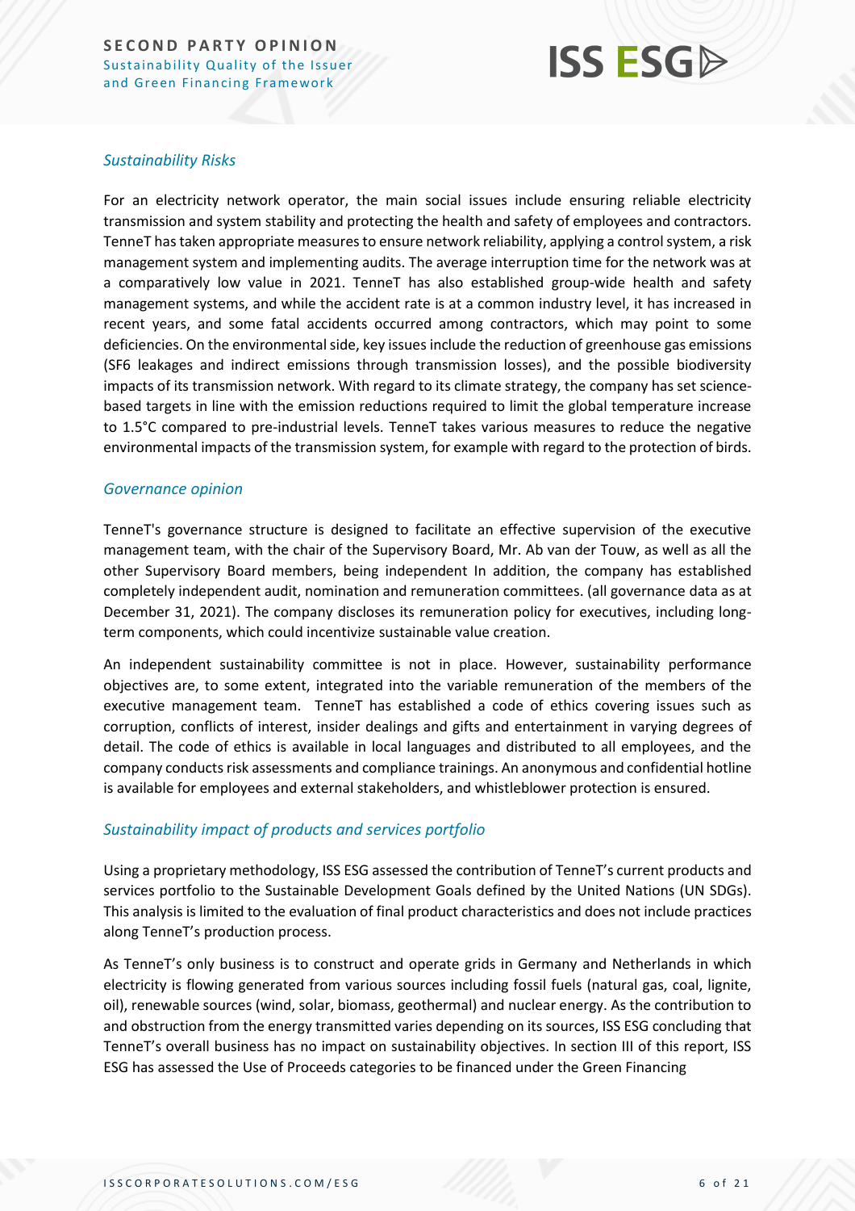### *Sustainability Risks*

For an electricity network operator, the main social issues include ensuring reliable electricity transmission and system stability and protecting the health and safety of employees and contractors. TenneT has taken appropriate measures to ensure network reliability, applying a control system, a risk management system and implementing audits. The average interruption time for the network was at a comparatively low value in 2021. TenneT has also established group-wide health and safety management systems, and while the accident rate is at a common industry level, it has increased in recent years, and some fatal accidents occurred among contractors, which may point to some deficiencies. On the environmental side, key issues include the reduction of greenhouse gas emissions (SF6 leakages and indirect emissions through transmission losses), and the possible biodiversity impacts of its transmission network. With regard to its climate strategy, the company has set science-based targets in line with the emission reductions required to limit the global temperature increase to 1.5°C compared to pre-industrial levels. TenneT takes various measures to reduce the negative environmental impacts of the transmission system, for example with regard to the protection of birds.

### *Governance opinion*

TenneT's governance structure is designed to facilitate an effective supervision of the executive management team, with the chair of the Supervisory Board, Mr. Ab van der Touw, as well as all the other Supervisory Board members, being independent In addition, the company has established completely independent audit, nomination and remuneration committees. (all governance data as at December 31, 2021). The company discloses its remuneration policy for executives, including long-term components, which could incentivize sustainable value creation.

An independent sustainability committee is not in place. However, sustainability performance objectives are, to some extent, integrated into the variable remuneration of the members of the executive management team. TenneT has established a code of ethics covering issues such as corruption, conflicts of interest, insider dealings and gifts and entertainment in varying degrees of detail. The code of ethics is available in local languages and distributed to all employees, and the company conducts risk assessments and compliance trainings. An anonymous and confidential hotline is available for employees and external stakeholders, and whistleblower protection is ensured.

### *Sustainability impact of products and services portfolio*

Using a proprietary methodology, ISS ESG assessed the contribution of TenneT's current products and services portfolio to the Sustainable Development Goals defined by the United Nations (UN SDGs). This analysis is limited to the evaluation of final product characteristics and does not include practices along TenneT's production process.

As TenneT's only business is to construct and operate grids in Germany and Netherlands in which electricity is flowing generated from various sources including fossil fuels (natural gas, coal, lignite, oil), renewable sources (wind, solar, biomass, geothermal) and nuclear energy. As the contribution to and obstruction from the energy transmitted varies depending on its sources, ISS ESG concluding that TenneT's overall business has no impact on sustainability objectives. In section III of this report, ISS ESG has assessed the Use of Proceeds categories to be financed under the Green Financing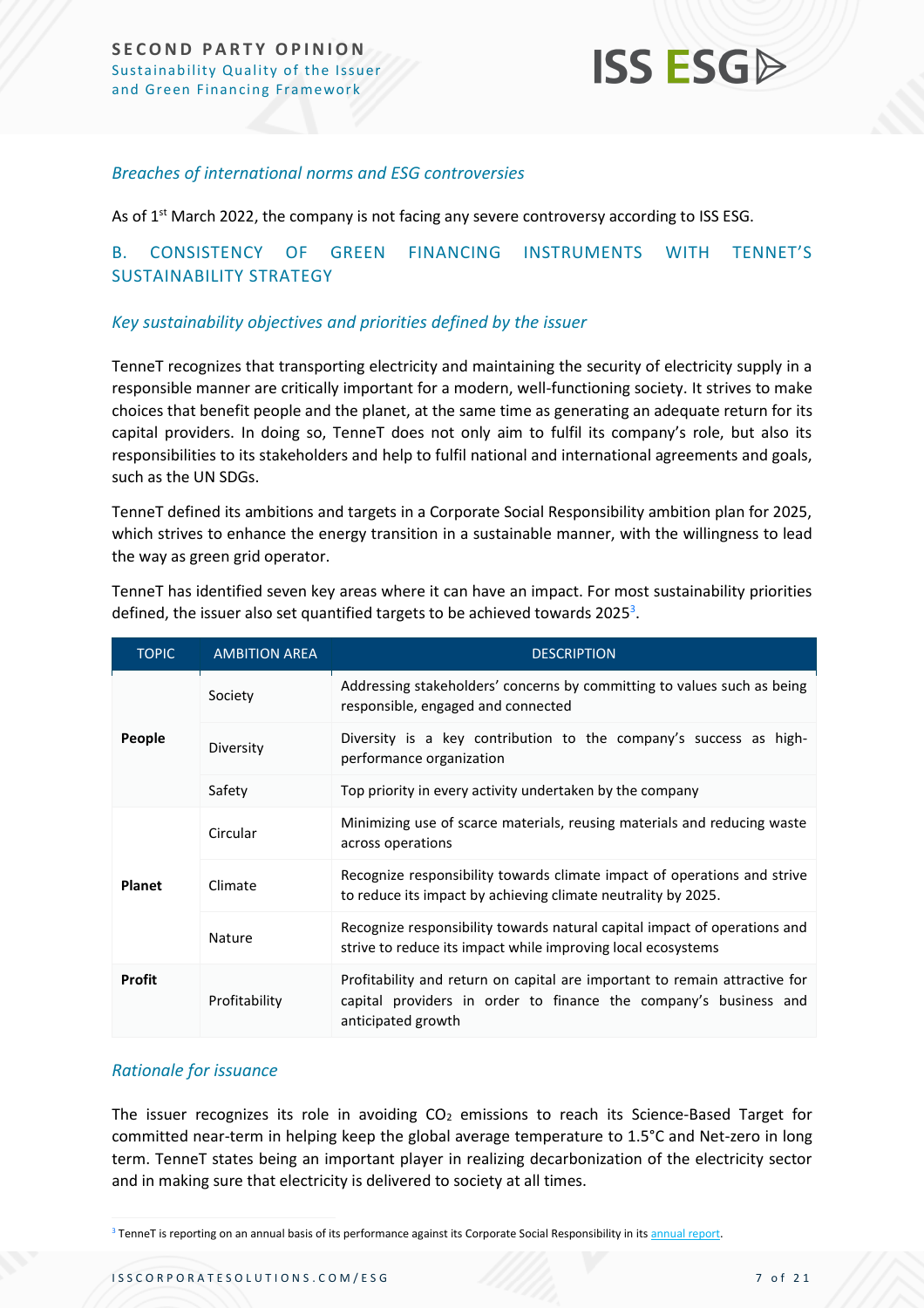### *Breaches of international norms and ESG controversies*

As of 1st March 2022, the company is not facing any severe controversy according to ISS ESG.

## B. CONSISTENCY OF GREEN FINANCING INSTRUMENTS WITH TENNET'S SUSTAINABILITY STRATEGY

### *Key sustainability objectives and priorities defined by the issuer*

TenneT recognizes that transporting electricity and maintaining the security of electricity supply in a responsible manner are critically important for a modern, well-functioning society. It strives to make choices that benefit people and the planet, at the same time as generating an adequate return for its capital providers. In doing so, TenneT does not only aim to fulfil its company's role, but also its responsibilities to its stakeholders and help to fulfil national and international agreements and goals, such as the UN SDGs.

TenneT defined its ambitions and targets in a Corporate Social Responsibility ambition plan for 2025, which strives to enhance the energy transition in a sustainable manner, with the willingness to lead the way as green grid operator.

TenneT has identified seven key areas where it can have an impact. For most sustainability priorities defined, the issuer also set quantified targets to be achieved towards 2025[3].

| TOPIC | AMBITION AREA | DESCRIPTION |
|---|---|---|
| **People** | Society | Addressing stakeholders' concerns by committing to values such as being responsible, engaged and connected |
| | Diversity | Diversity is a key contribution to the company's success as high-performance organization |
| | Safety | Top priority in every activity undertaken by the company |
| **Planet** | Circular | Minimizing use of scarce materials, reusing materials and reducing waste across operations |
| | Climate | Recognize responsibility towards climate impact of operations and strive to reduce its impact by achieving climate neutrality by 2025. |
| | Nature | Recognize responsibility towards natural capital impact of operations and strive to reduce its impact while improving local ecosystems |
| **Profit** | Profitability | Profitability and return on capital are important to remain attractive for capital providers in order to finance the company's business and anticipated growth |

### *Rationale for issuance*

The issuer recognizes its role in avoiding $CO_2$ emissions to reach its Science-Based Target for committed near-term in helping keep the global average temperature to 1.5°C and Net-zero in long term. TenneT states being an important player in realizing decarbonization of the electricity sector and in making sure that electricity is delivered to society at all times.

[3] TenneT is reporting on an annual basis of its performance against its Corporate Social Responsibility in its annual report.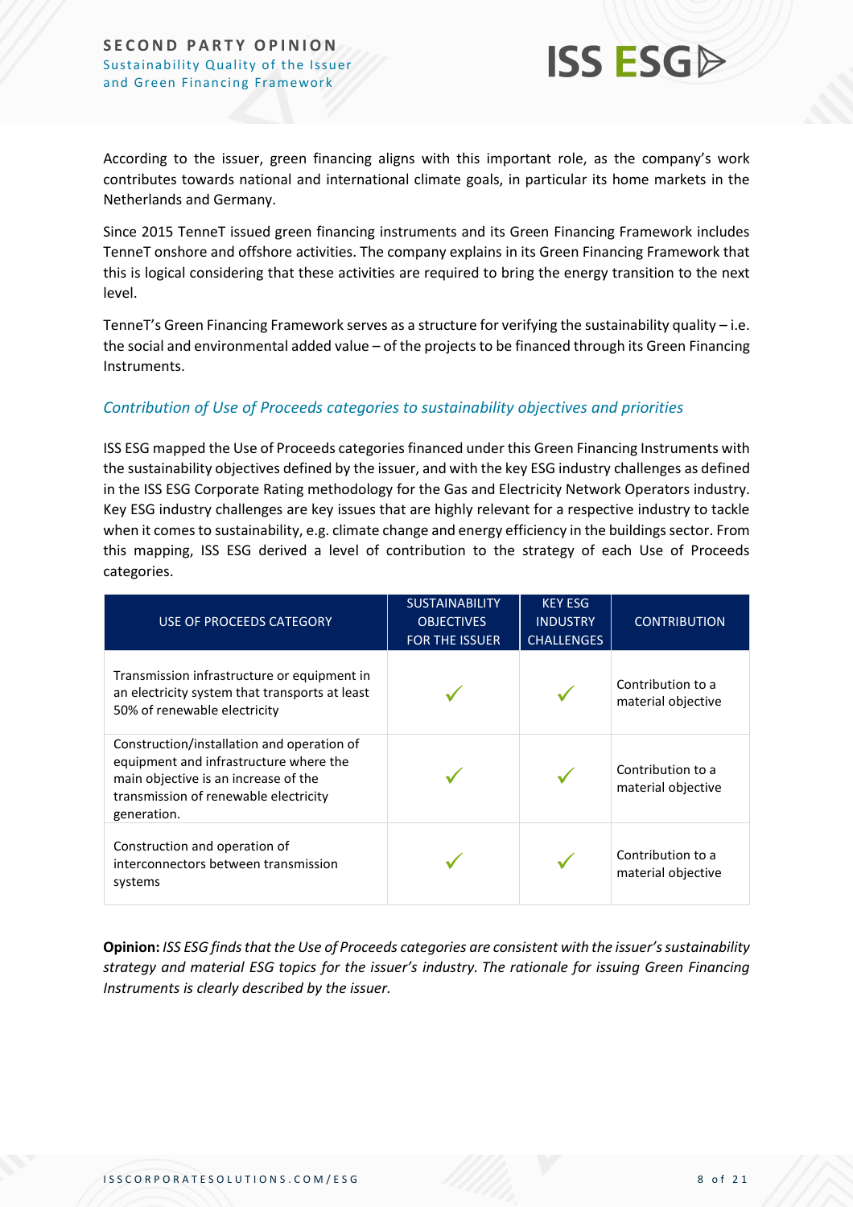According to the issuer, green financing aligns with this important role, as the company's work contributes towards national and international climate goals, in particular its home markets in the Netherlands and Germany.

Since 2015 TenneT issued green financing instruments and its Green Financing Framework includes TenneT onshore and offshore activities. The company explains in its Green Financing Framework that this is logical considering that these activities are required to bring the energy transition to the next level.

TenneT's Green Financing Framework serves as a structure for verifying the sustainability quality – i.e. the social and environmental added value – of the projects to be financed through its Green Financing Instruments.

### *Contribution of Use of Proceeds categories to sustainability objectives and priorities*

ISS ESG mapped the Use of Proceeds categories financed under this Green Financing Instruments with the sustainability objectives defined by the issuer, and with the key ESG industry challenges as defined in the ISS ESG Corporate Rating methodology for the Gas and Electricity Network Operators industry. Key ESG industry challenges are key issues that are highly relevant for a respective industry to tackle when it comes to sustainability, e.g. climate change and energy efficiency in the buildings sector. From this mapping, ISS ESG derived a level of contribution to the strategy of each Use of Proceeds categories.

| USE OF PROCEEDS CATEGORY | SUSTAINABILITY OBJECTIVES FOR THE ISSUER | KEY ESG INDUSTRY CHALLENGES | CONTRIBUTION |
|---|---|---|---|
| Transmission infrastructure or equipment in an electricity system that transports at least 50% of renewable electricity | ✓ | ✓ | Contribution to a material objective |
| Construction/installation and operation of equipment and infrastructure where the main objective is an increase of the transmission of renewable electricity generation. | ✓ | ✓ | Contribution to a material objective |
| Construction and operation of interconnectors between transmission systems | ✓ | ✓ | Contribution to a material objective |

**Opinion:** *ISS ESG finds that the Use of Proceeds categories are consistent with the issuer's sustainability strategy and material ESG topics for the issuer's industry. The rationale for issuing Green Financing Instruments is clearly described by the issuer.*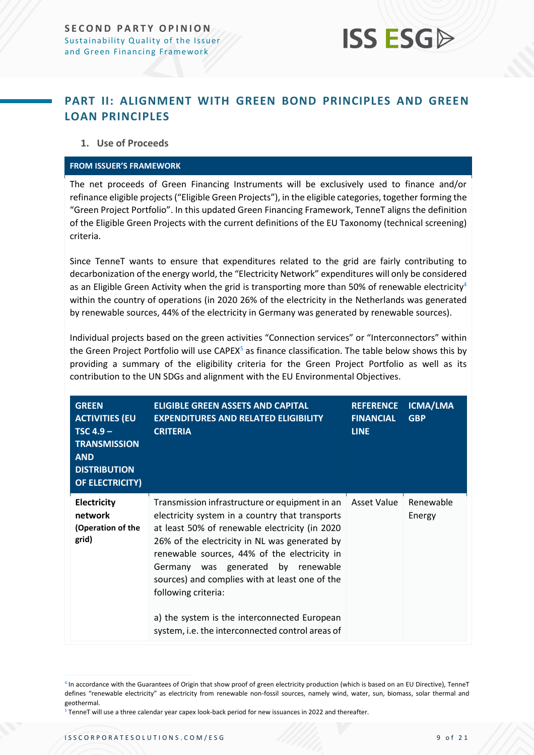## PART II: ALIGNMENT WITH GREEN BOND PRINCIPLES AND GREEN LOAN PRINCIPLES

1. **Use of Proceeds**

**FROM ISSUER'S FRAMEWORK**

The net proceeds of Green Financing Instruments will be exclusively used to finance and/or refinance eligible projects ("Eligible Green Projects"), in the eligible categories, together forming the "Green Project Portfolio". In this updated Green Financing Framework, TenneT aligns the definition of the Eligible Green Projects with the current definitions of the EU Taxonomy (technical screening) criteria.

Since TenneT wants to ensure that expenditures related to the grid are fairly contributing to decarbonization of the energy world, the "Electricity Network" expenditures will only be considered as an Eligible Green Activity when the grid is transporting more than 50% of renewable electricity[4] within the country of operations (in 2020 26% of the electricity in the Netherlands was generated by renewable sources, 44% of the electricity in Germany was generated by renewable sources).

Individual projects based on the green activities "Connection services" or "Interconnectors" within the Green Project Portfolio will use CAPEX[5] as finance classification. The table below shows this by providing a summary of the eligibility criteria for the Green Project Portfolio as well as its contribution to the UN SDGs and alignment with the EU Environmental Objectives.

| GREEN ACTIVITIES (EU TSC 4.9 – TRANSMISSION AND DISTRIBUTION OF ELECTRICITY) | ELIGIBLE GREEN ASSETS AND CAPITAL EXPENDITURES AND RELATED ELIGIBILITY CRITERIA | REFERENCE FINANCIAL LINE | ICMA/LMA GBP |
|---|---|---|---|
| **Electricity network (Operation of the grid)** | Transmission infrastructure or equipment in an electricity system in a country that transports at least 50% of renewable electricity (in 2020 26% of the electricity in NL was generated by renewable sources, 44% of the electricity in Germany was generated by renewable sources) and complies with at least one of the following criteria:<br><br>a) the system is the interconnected European system, i.e. the interconnected control areas of | Asset Value | Renewable Energy |

[4] In accordance with the Guarantees of Origin that show proof of green electricity production (which is based on an EU Directive), TenneT defines "renewable electricity" as electricity from renewable non-fossil sources, namely wind, water, sun, biomass, solar thermal and geothermal.

[5] TenneT will use a three calendar year capex look-back period for new issuances in 2022 and thereafter.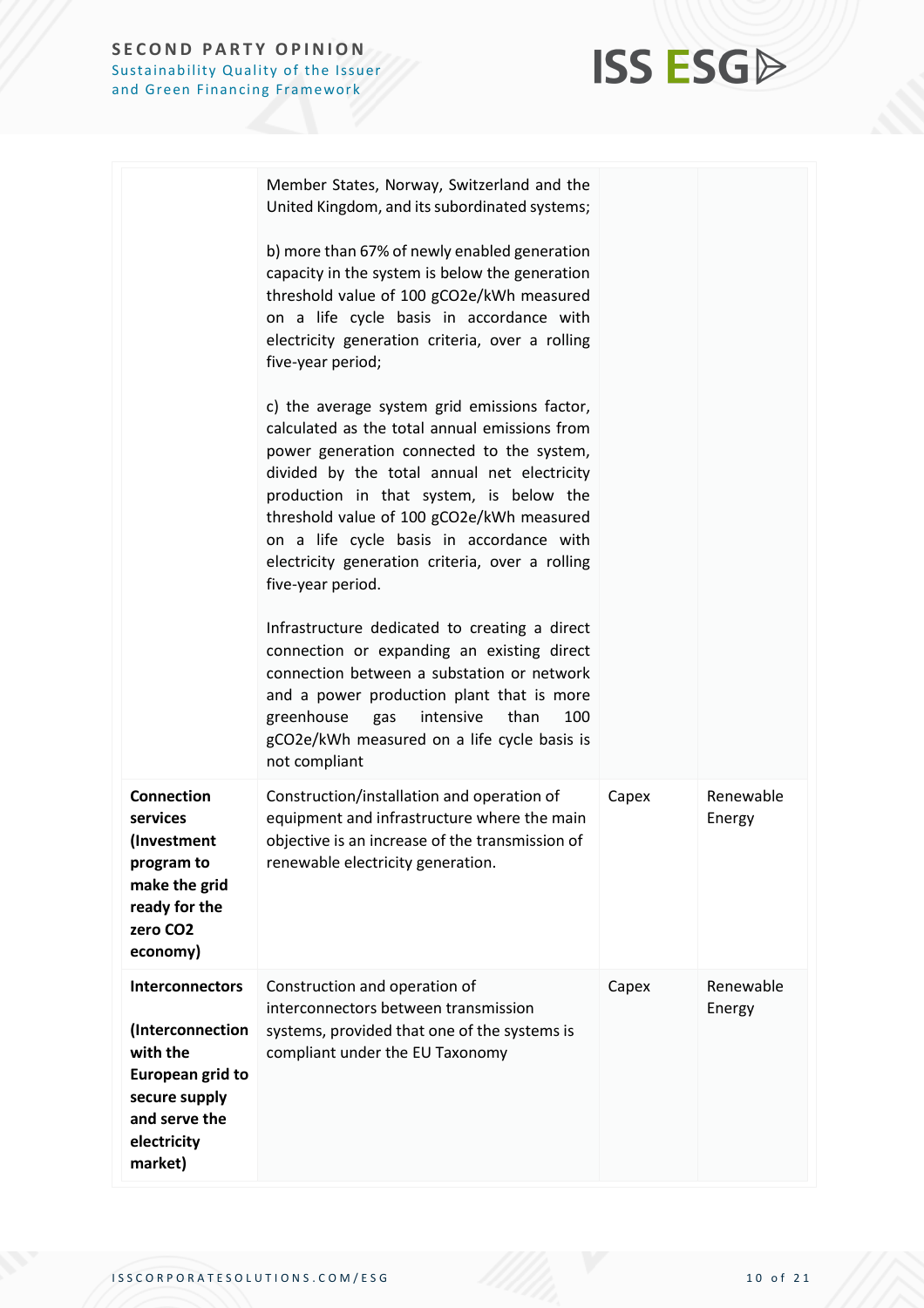| | | | |
|---|---|---|---|
| | Member States, Norway, Switzerland and the United Kingdom, and its subordinated systems;<br><br>b) more than 67% of newly enabled generation capacity in the system is below the generation threshold value of 100 $gCO_2e/kWh$ measured on a life cycle basis in accordance with electricity generation criteria, over a rolling five-year period;<br><br>c) the average system grid emissions factor, calculated as the total annual emissions from power generation connected to the system, divided by the total annual net electricity production in that system, is below the threshold value of 100 $gCO_2e/kWh$ measured on a life cycle basis in accordance with electricity generation criteria, over a rolling five-year period.<br><br>Infrastructure dedicated to creating a direct connection or expanding an existing direct connection between a substation or network and a power production plant that is more greenhouse gas intensive than 100 $gCO_2e/kWh$ measured on a life cycle basis is not compliant | | |
| **Connection services (Investment program to make the grid ready for the zero CO2 economy)** | Construction/installation and operation of equipment and infrastructure where the main objective is an increase of the transmission of renewable electricity generation. | Capex | Renewable Energy |
| **Interconnectors**<br><br>**(Interconnection with the European grid to secure supply and serve the electricity market)** | Construction and operation of interconnectors between transmission systems, provided that one of the systems is compliant under the EU Taxonomy | Capex | Renewable Energy |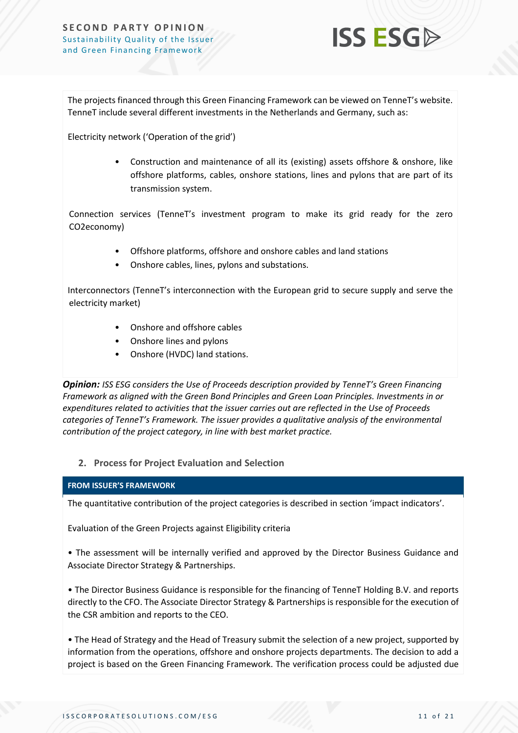The projects financed through this Green Financing Framework can be viewed on TenneT's website. TenneT include several different investments in the Netherlands and Germany, such as:

Electricity network ('Operation of the grid')

- Construction and maintenance of all its (existing) assets offshore & onshore, like offshore platforms, cables, onshore stations, lines and pylons that are part of its transmission system.

Connection services (TenneT's investment program to make its grid ready for the zero CO2economy)

- Offshore platforms, offshore and onshore cables and land stations
- Onshore cables, lines, pylons and substations.

Interconnectors (TenneT's interconnection with the European grid to secure supply and serve the electricity market)

- Onshore and offshore cables
- Onshore lines and pylons
- Onshore (HVDC) land stations.

***Opinion:*** *ISS ESG considers the Use of Proceeds description provided by TenneT's Green Financing Framework as aligned with the Green Bond Principles and Green Loan Principles. Investments in or expenditures related to activities that the issuer carries out are reflected in the Use of Proceeds categories of TenneT's Framework. The issuer provides a qualitative analysis of the environmental contribution of the project category, in line with best market practice.*

## 2. Process for Project Evaluation and Selection

**FROM ISSUER'S FRAMEWORK**

The quantitative contribution of the project categories is described in section 'impact indicators'.

Evaluation of the Green Projects against Eligibility criteria

• The assessment will be internally verified and approved by the Director Business Guidance and Associate Director Strategy & Partnerships.

• The Director Business Guidance is responsible for the financing of TenneT Holding B.V. and reports directly to the CFO. The Associate Director Strategy & Partnerships is responsible for the execution of the CSR ambition and reports to the CEO.

• The Head of Strategy and the Head of Treasury submit the selection of a new project, supported by information from the operations, offshore and onshore projects departments. The decision to add a project is based on the Green Financing Framework. The verification process could be adjusted due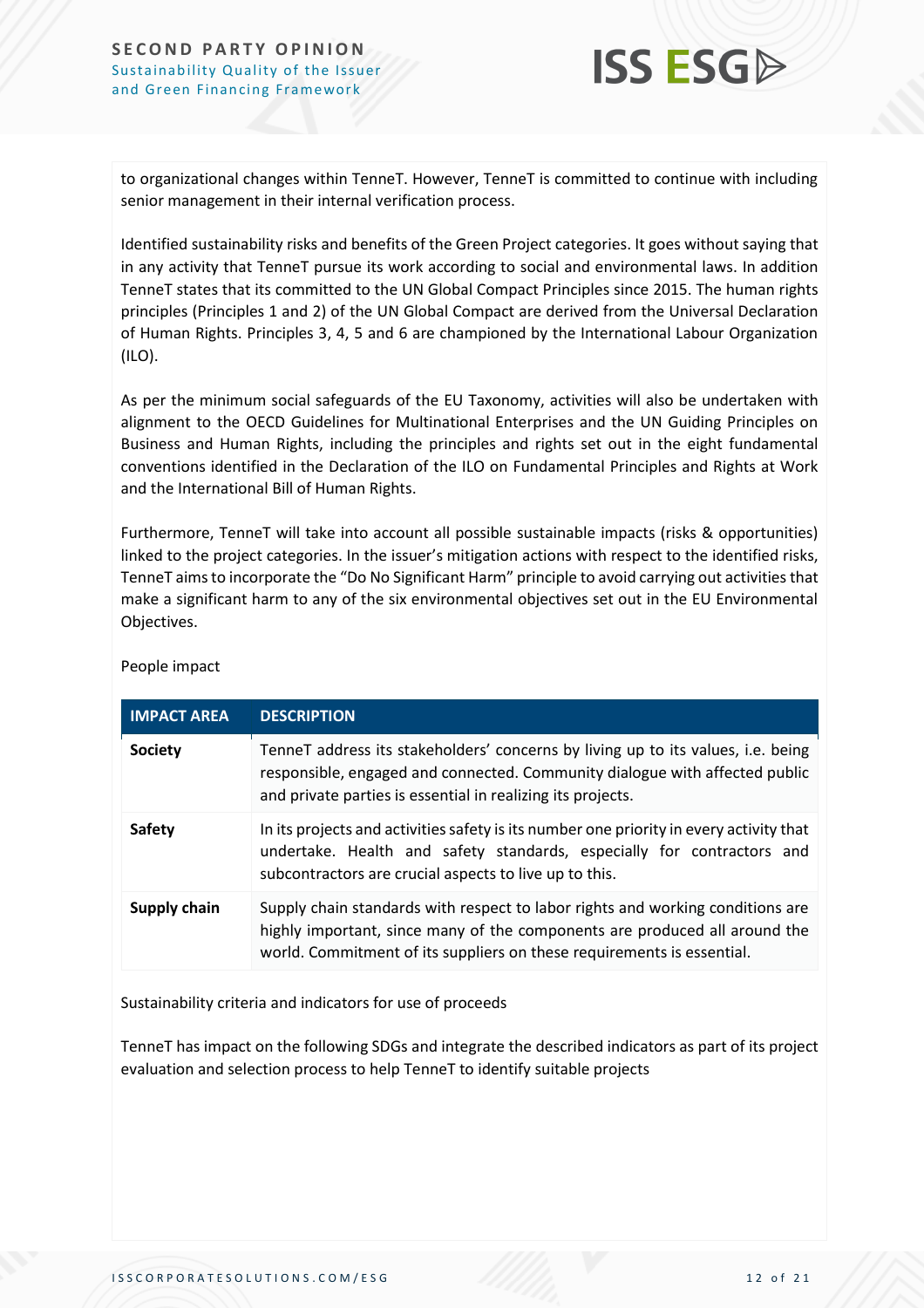to organizational changes within TenneT. However, TenneT is committed to continue with including senior management in their internal verification process.

Identified sustainability risks and benefits of the Green Project categories. It goes without saying that in any activity that TenneT pursue its work according to social and environmental laws. In addition TenneT states that its committed to the UN Global Compact Principles since 2015. The human rights principles (Principles 1 and 2) of the UN Global Compact are derived from the Universal Declaration of Human Rights. Principles 3, 4, 5 and 6 are championed by the International Labour Organization (ILO).

As per the minimum social safeguards of the EU Taxonomy, activities will also be undertaken with alignment to the OECD Guidelines for Multinational Enterprises and the UN Guiding Principles on Business and Human Rights, including the principles and rights set out in the eight fundamental conventions identified in the Declaration of the ILO on Fundamental Principles and Rights at Work and the International Bill of Human Rights.

Furthermore, TenneT will take into account all possible sustainable impacts (risks & opportunities) linked to the project categories. In the issuer's mitigation actions with respect to the identified risks, TenneT aims to incorporate the "Do No Significant Harm" principle to avoid carrying out activities that make a significant harm to any of the six environmental objectives set out in the EU Environmental Objectives.

People impact

| IMPACT AREA | DESCRIPTION |
|---|---|
| **Society** | TenneT address its stakeholders' concerns by living up to its values, i.e. being responsible, engaged and connected. Community dialogue with affected public and private parties is essential in realizing its projects. |
| **Safety** | In its projects and activities safety is its number one priority in every activity that undertake. Health and safety standards, especially for contractors and subcontractors are crucial aspects to live up to this. |
| **Supply chain** | Supply chain standards with respect to labor rights and working conditions are highly important, since many of the components are produced all around the world. Commitment of its suppliers on these requirements is essential. |

Sustainability criteria and indicators for use of proceeds

TenneT has impact on the following SDGs and integrate the described indicators as part of its project evaluation and selection process to help TenneT to identify suitable projects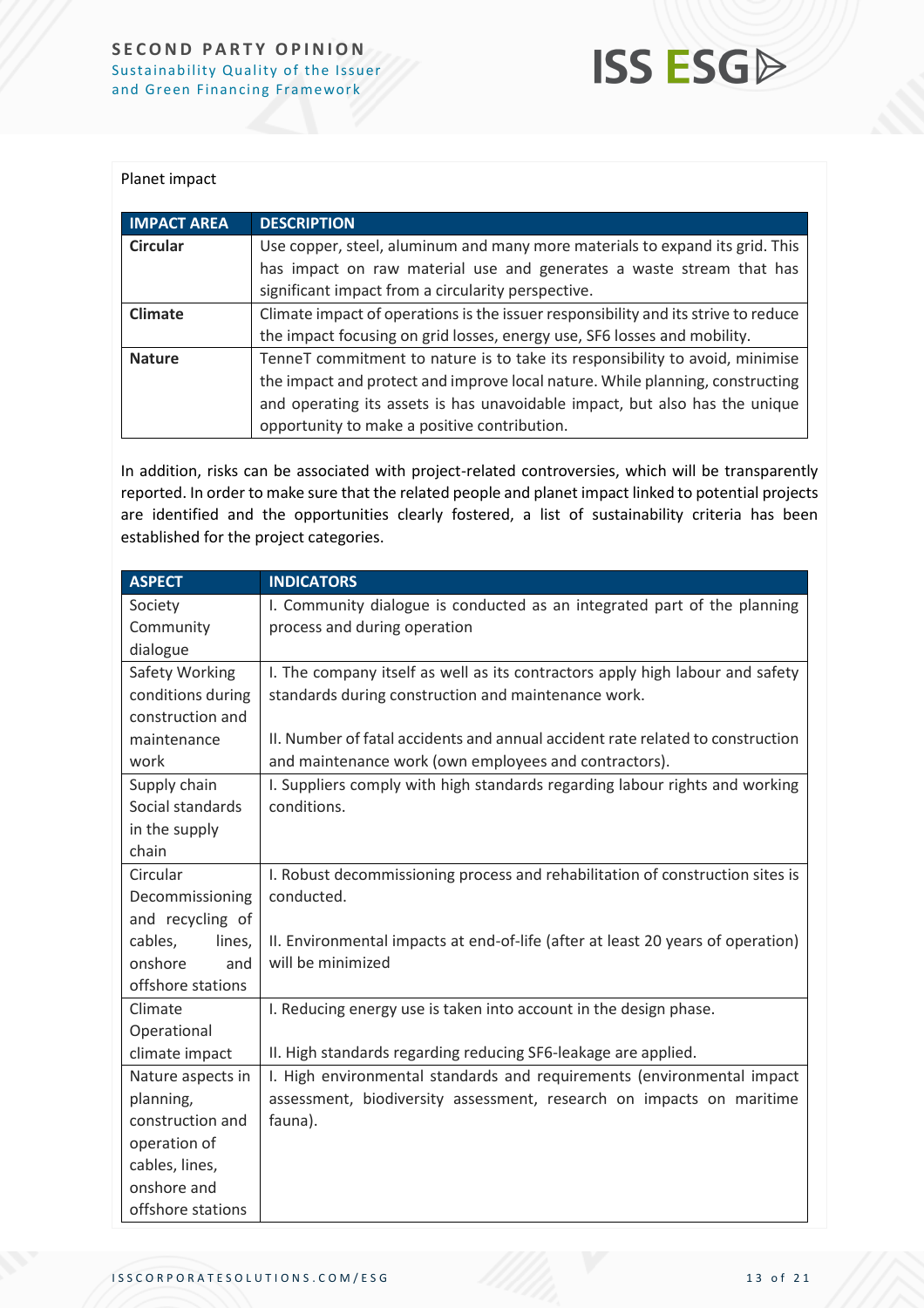Planet impact

| IMPACT AREA | DESCRIPTION |
|---|---|
| **Circular** | Use copper, steel, aluminum and many more materials to expand its grid. This has impact on raw material use and generates a waste stream that has significant impact from a circularity perspective. |
| **Climate** | Climate impact of operations is the issuer responsibility and its strive to reduce the impact focusing on grid losses, energy use, SF6 losses and mobility. |
| **Nature** | TenneT commitment to nature is to take its responsibility to avoid, minimise the impact and protect and improve local nature. While planning, constructing and operating its assets is has unavoidable impact, but also has the unique opportunity to make a positive contribution. |

In addition, risks can be associated with project-related controversies, which will be transparently reported. In order to make sure that the related people and planet impact linked to potential projects are identified and the opportunities clearly fostered, a list of sustainability criteria has been established for the project categories.

| ASPECT | INDICATORS |
|---|---|
| Society Community dialogue | I. Community dialogue is conducted as an integrated part of the planning process and during operation |
| Safety Working conditions during construction and maintenance work | I. The company itself as well as its contractors apply high labour and safety standards during construction and maintenance work.<br><br>II. Number of fatal accidents and annual accident rate related to construction and maintenance work (own employees and contractors). |
| Supply chain Social standards in the supply chain | I. Suppliers comply with high standards regarding labour rights and working conditions. |
| Circular Decommissioning and recycling of cables, lines, onshore and offshore stations | I. Robust decommissioning process and rehabilitation of construction sites is conducted.<br><br>II. Environmental impacts at end-of-life (after at least 20 years of operation) will be minimized |
| Climate Operational climate impact | I. Reducing energy use is taken into account in the design phase.<br><br>II. High standards regarding reducing SF6-leakage are applied. |
| Nature aspects in planning, construction and operation of cables, lines, onshore and offshore stations | I. High environmental standards and requirements (environmental impact assessment, biodiversity assessment, research on impacts on maritime fauna). |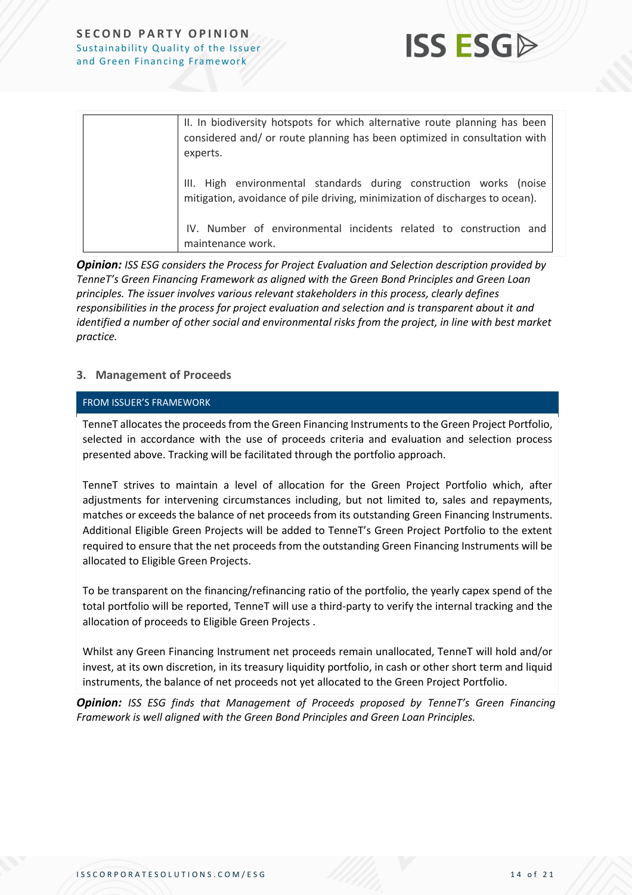| | |
|---|---|
| | II. In biodiversity hotspots for which alternative route planning has been considered and/ or route planning has been optimized in consultation with experts.<br><br>III. High environmental standards during construction works (noise mitigation, avoidance of pile driving, minimization of discharges to ocean).<br><br>IV. Number of environmental incidents related to construction and maintenance work. |

***Opinion:*** *ISS ESG considers the Process for Project Evaluation and Selection description provided by TenneT's Green Financing Framework as aligned with the Green Bond Principles and Green Loan principles. The issuer involves various relevant stakeholders in this process, clearly defines responsibilities in the process for project evaluation and selection and is transparent about it and identified a number of other social and environmental risks from the project, in line with best market practice.*

## 3. Management of Proceeds

**FROM ISSUER'S FRAMEWORK**

TenneT allocates the proceeds from the Green Financing Instruments to the Green Project Portfolio, selected in accordance with the use of proceeds criteria and evaluation and selection process presented above. Tracking will be facilitated through the portfolio approach.

TenneT strives to maintain a level of allocation for the Green Project Portfolio which, after adjustments for intervening circumstances including, but not limited to, sales and repayments, matches or exceeds the balance of net proceeds from its outstanding Green Financing Instruments. Additional Eligible Green Projects will be added to TenneT's Green Project Portfolio to the extent required to ensure that the net proceeds from the outstanding Green Financing Instruments will be allocated to Eligible Green Projects.

To be transparent on the financing/refinancing ratio of the portfolio, the yearly capex spend of the total portfolio will be reported, TenneT will use a third-party to verify the internal tracking and the allocation of proceeds to Eligible Green Projects .

Whilst any Green Financing Instrument net proceeds remain unallocated, TenneT will hold and/or invest, at its own discretion, in its treasury liquidity portfolio, in cash or other short term and liquid instruments, the balance of net proceeds not yet allocated to the Green Project Portfolio.

***Opinion:*** *ISS ESG finds that Management of Proceeds proposed by TenneT's Green Financing Framework is well aligned with the Green Bond Principles and Green Loan Principles.*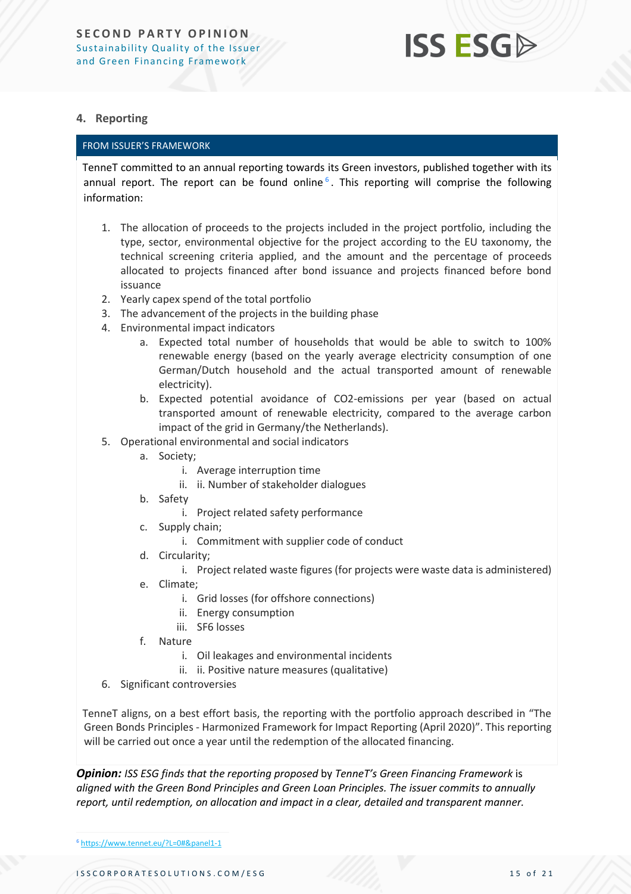## 4. Reporting

**FROM ISSUER'S FRAMEWORK**

TenneT committed to an annual reporting towards its Green investors, published together with its annual report. The report can be found online[6]. This reporting will comprise the following information:

1. The allocation of proceeds to the projects included in the project portfolio, including the type, sector, environmental objective for the project according to the EU taxonomy, the technical screening criteria applied, and the amount and the percentage of proceeds allocated to projects financed after bond issuance and projects financed before bond issuance
2. Yearly capex spend of the total portfolio
3. The advancement of the projects in the building phase
4. Environmental impact indicators
   a. Expected total number of households that would be able to switch to 100% renewable energy (based on the yearly average electricity consumption of one German/Dutch household and the actual transported amount of renewable electricity).
   b. Expected potential avoidance of CO2-emissions per year (based on actual transported amount of renewable electricity, compared to the average carbon impact of the grid in Germany/the Netherlands).
5. Operational environmental and social indicators
   a. Society;
      i. Average interruption time
      ii. ii. Number of stakeholder dialogues
   b. Safety
      i. Project related safety performance
   c. Supply chain;
      i. Commitment with supplier code of conduct
   d. Circularity;
      i. Project related waste figures (for projects were waste data is administered)
   e. Climate;
      i. Grid losses (for offshore connections)
      ii. Energy consumption
      iii. SF6 losses
   f. Nature
      i. Oil leakages and environmental incidents
      ii. ii. Positive nature measures (qualitative)
6. Significant controversies

TenneT aligns, on a best effort basis, the reporting with the portfolio approach described in "The Green Bonds Principles - Harmonized Framework for Impact Reporting (April 2020)". This reporting will be carried out once a year until the redemption of the allocated financing.

***Opinion:*** *ISS ESG finds that the reporting proposed by TenneT's Green Financing Framework is aligned with the Green Bond Principles and Green Loan Principles. The issuer commits to annually report, until redemption, on allocation and impact in a clear, detailed and transparent manner.*

[6] https://www.tennet.eu/?L=0#&panel1-1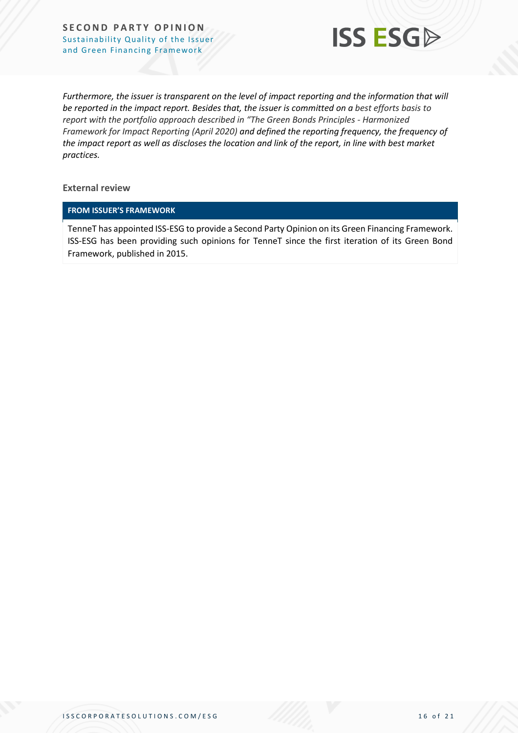*Furthermore, the issuer is transparent on the level of impact reporting and the information that will be reported in the impact report. Besides that, the issuer is committed on a best efforts basis to report with the portfolio approach described in "The Green Bonds Principles - Harmonized Framework for Impact Reporting (April 2020) and defined the reporting frequency, the frequency of the impact report as well as discloses the location and link of the report, in line with best market practices.*

**External review**

| FROM ISSUER'S FRAMEWORK |
|---|
| TenneT has appointed ISS-ESG to provide a Second Party Opinion on its Green Financing Framework. ISS-ESG has been providing such opinions for TenneT since the first iteration of its Green Bond Framework, published in 2015. |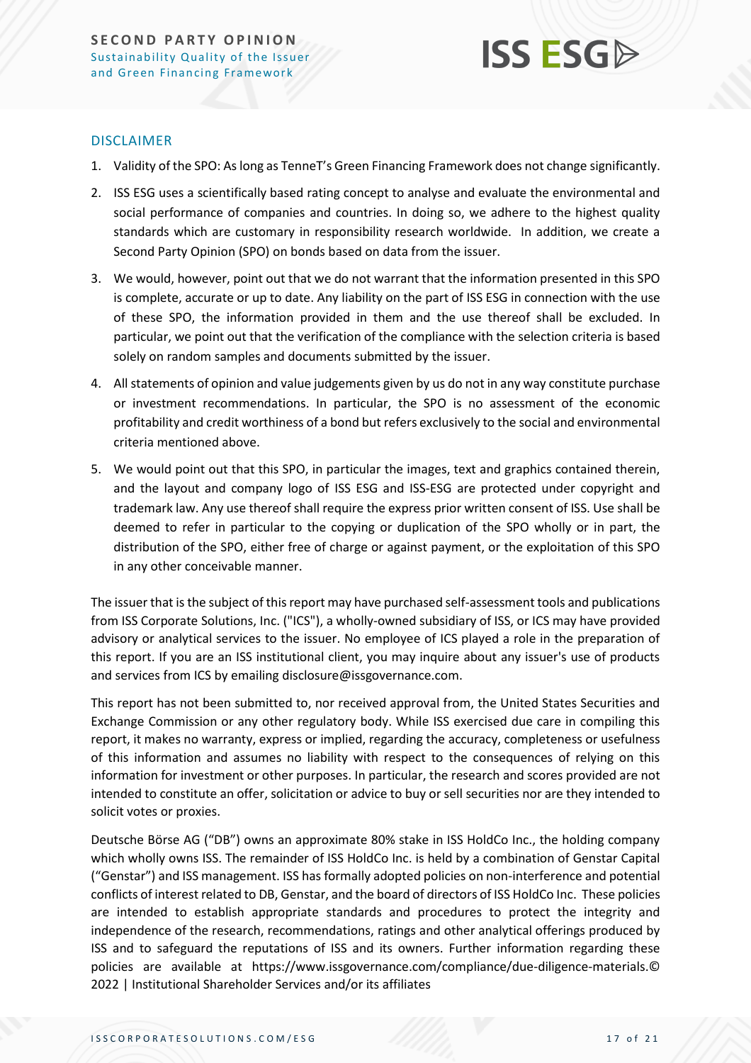## DISCLAIMER

1. Validity of the SPO: As long as TenneT's Green Financing Framework does not change significantly.
2. ISS ESG uses a scientifically based rating concept to analyse and evaluate the environmental and social performance of companies and countries. In doing so, we adhere to the highest quality standards which are customary in responsibility research worldwide. In addition, we create a Second Party Opinion (SPO) on bonds based on data from the issuer.
3. We would, however, point out that we do not warrant that the information presented in this SPO is complete, accurate or up to date. Any liability on the part of ISS ESG in connection with the use of these SPO, the information provided in them and the use thereof shall be excluded. In particular, we point out that the verification of the compliance with the selection criteria is based solely on random samples and documents submitted by the issuer.
4. All statements of opinion and value judgements given by us do not in any way constitute purchase or investment recommendations. In particular, the SPO is no assessment of the economic profitability and credit worthiness of a bond but refers exclusively to the social and environmental criteria mentioned above.
5. We would point out that this SPO, in particular the images, text and graphics contained therein, and the layout and company logo of ISS ESG and ISS-ESG are protected under copyright and trademark law. Any use thereof shall require the express prior written consent of ISS. Use shall be deemed to refer in particular to the copying or duplication of the SPO wholly or in part, the distribution of the SPO, either free of charge or against payment, or the exploitation of this SPO in any other conceivable manner.

The issuer that is the subject of this report may have purchased self-assessment tools and publications from ISS Corporate Solutions, Inc. ("ICS"), a wholly-owned subsidiary of ISS, or ICS may have provided advisory or analytical services to the issuer. No employee of ICS played a role in the preparation of this report. If you are an ISS institutional client, you may inquire about any issuer's use of products and services from ICS by emailing disclosure@issgovernance.com.

This report has not been submitted to, nor received approval from, the United States Securities and Exchange Commission or any other regulatory body. While ISS exercised due care in compiling this report, it makes no warranty, express or implied, regarding the accuracy, completeness or usefulness of this information and assumes no liability with respect to the consequences of relying on this information for investment or other purposes. In particular, the research and scores provided are not intended to constitute an offer, solicitation or advice to buy or sell securities nor are they intended to solicit votes or proxies.

Deutsche Börse AG ("DB") owns an approximate 80% stake in ISS HoldCo Inc., the holding company which wholly owns ISS. The remainder of ISS HoldCo Inc. is held by a combination of Genstar Capital ("Genstar") and ISS management. ISS has formally adopted policies on non-interference and potential conflicts of interest related to DB, Genstar, and the board of directors of ISS HoldCo Inc. These policies are intended to establish appropriate standards and procedures to protect the integrity and independence of the research, recommendations, ratings and other analytical offerings produced by ISS and to safeguard the reputations of ISS and its owners. Further information regarding these policies are available at https://www.issgovernance.com/compliance/due-diligence-materials.© 2022 | Institutional Shareholder Services and/or its affiliates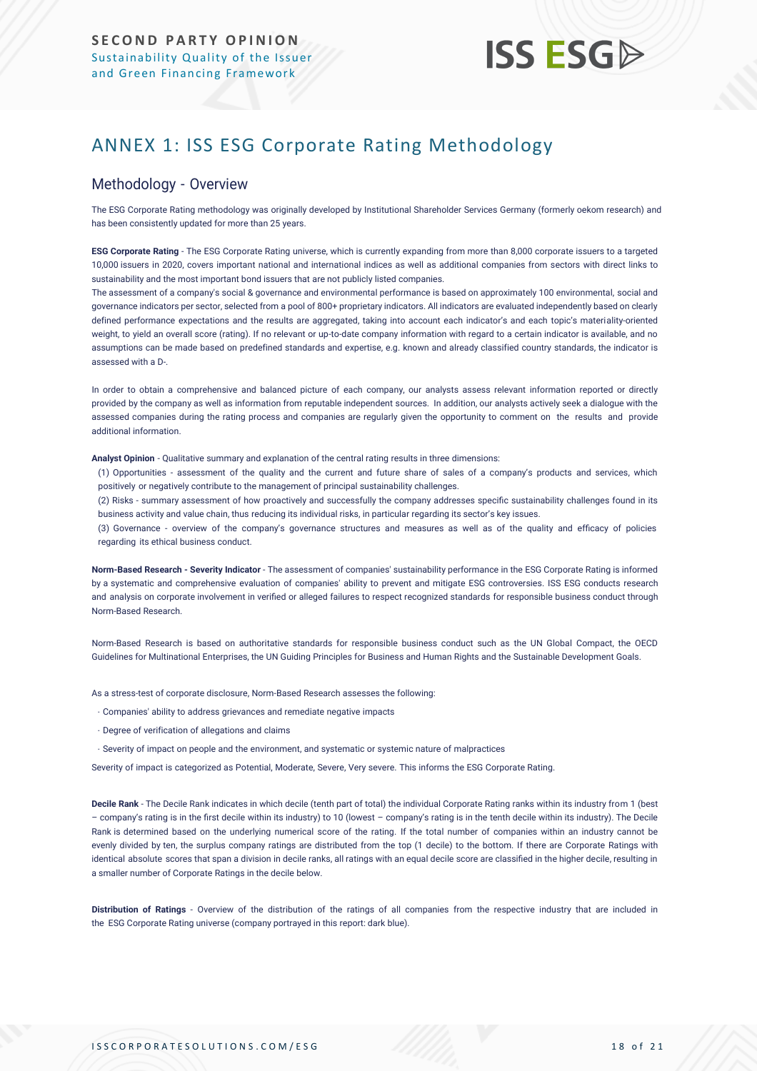# ANNEX 1: ISS ESG Corporate Rating Methodology

## Methodology - Overview

The ESG Corporate Rating methodology was originally developed by Institutional Shareholder Services Germany (formerly oekom research) and has been consistently updated for more than 25 years.

**ESG Corporate Rating** - The ESG Corporate Rating universe, which is currently expanding from more than 8,000 corporate issuers to a targeted 10,000 issuers in 2020, covers important national and international indices as well as additional companies from sectors with direct links to sustainability and the most important bond issuers that are not publicly listed companies.

The assessment of a company's social & governance and environmental performance is based on approximately 100 environmental, social and governance indicators per sector, selected from a pool of 800+ proprietary indicators. All indicators are evaluated independently based on clearly defined performance expectations and the results are aggregated, taking into account each indicator's and each topic's materiality-oriented weight, to yield an overall score (rating). If no relevant or up-to-date company information with regard to a certain indicator is available, and no assumptions can be made based on predefined standards and expertise, e.g. known and already classified country standards, the indicator is assessed with a D-.

In order to obtain a comprehensive and balanced picture of each company, our analysts assess relevant information reported or directly provided by the company as well as information from reputable independent sources. In addition, our analysts actively seek a dialogue with the assessed companies during the rating process and companies are regularly given the opportunity to comment on the results and provide additional information.

**Analyst Opinion** - Qualitative summary and explanation of the central rating results in three dimensions:

(1) Opportunities - assessment of the quality and the current and future share of sales of a company's products and services, which positively or negatively contribute to the management of principal sustainability challenges.

(2) Risks - summary assessment of how proactively and successfully the company addresses specific sustainability challenges found in its business activity and value chain, thus reducing its individual risks, in particular regarding its sector's key issues.

(3) Governance - overview of the company's governance structures and measures as well as of the quality and efficacy of policies regarding its ethical business conduct.

**Norm-Based Research - Severity Indicator** - The assessment of companies' sustainability performance in the ESG Corporate Rating is informed by a systematic and comprehensive evaluation of companies' ability to prevent and mitigate ESG controversies. ISS ESG conducts research and analysis on corporate involvement in verified or alleged failures to respect recognized standards for responsible business conduct through Norm-Based Research.

Norm-Based Research is based on authoritative standards for responsible business conduct such as the UN Global Compact, the OECD Guidelines for Multinational Enterprises, the UN Guiding Principles for Business and Human Rights and the Sustainable Development Goals.

As a stress-test of corporate disclosure, Norm-Based Research assesses the following:

- Companies' ability to address grievances and remediate negative impacts
- Degree of verification of allegations and claims
- Severity of impact on people and the environment, and systematic or systemic nature of malpractices

Severity of impact is categorized as Potential, Moderate, Severe, Very severe. This informs the ESG Corporate Rating.

**Decile Rank** - The Decile Rank indicates in which decile (tenth part of total) the individual Corporate Rating ranks within its industry from 1 (best – company's rating is in the first decile within its industry) to 10 (lowest – company's rating is in the tenth decile within its industry). The Decile Rank is determined based on the underlying numerical score of the rating. If the total number of companies within an industry cannot be evenly divided by ten, the surplus company ratings are distributed from the top (1 decile) to the bottom. If there are Corporate Ratings with identical absolute scores that span a division in decile ranks, all ratings with an equal decile score are classified in the higher decile, resulting in a smaller number of Corporate Ratings in the decile below.

**Distribution of Ratings** - Overview of the distribution of the ratings of all companies from the respective industry that are included in the ESG Corporate Rating universe (company portrayed in this report: dark blue).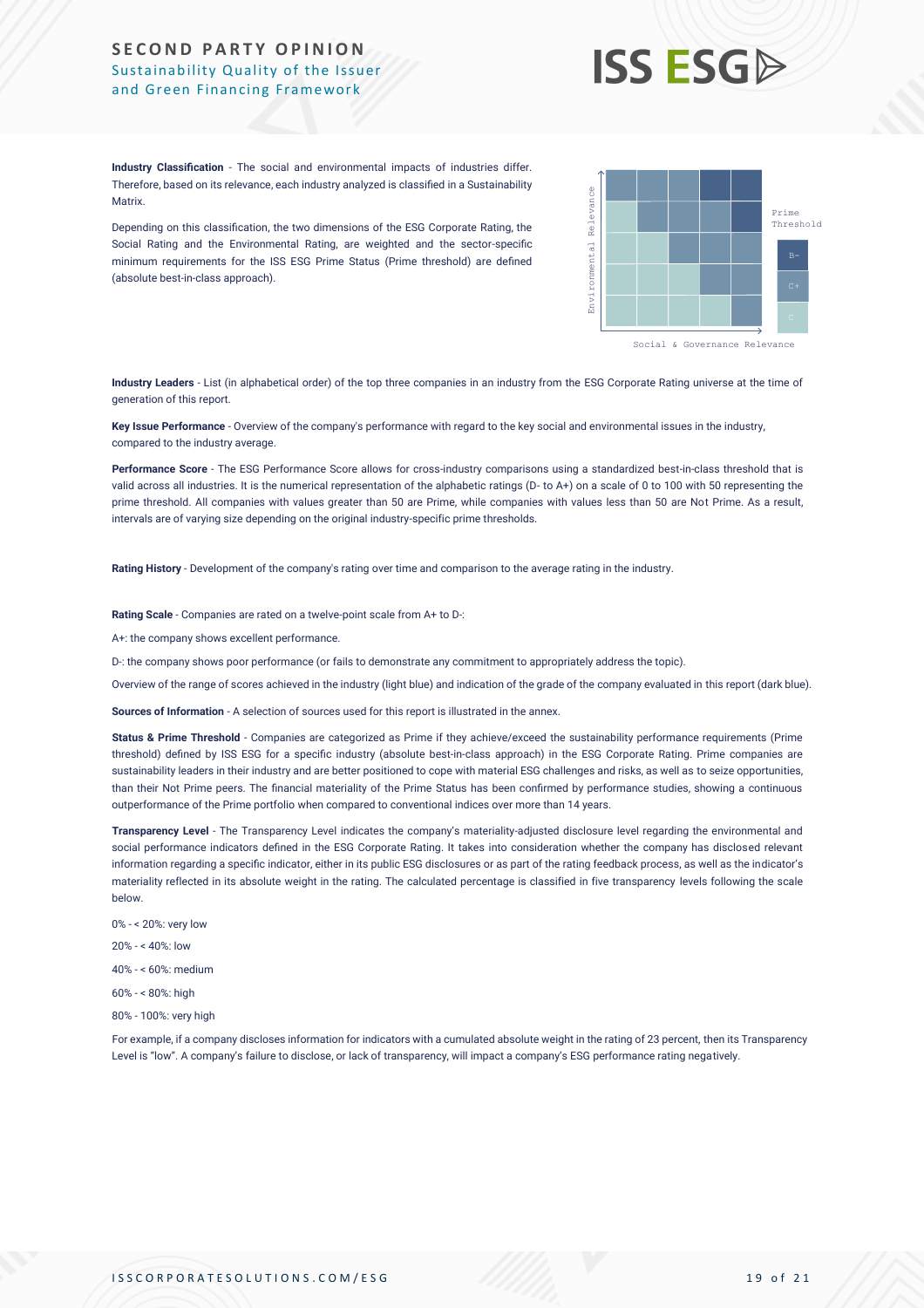**Industry Classification** - The social and environmental impacts of industries differ. Therefore, based on its relevance, each industry analyzed is classified in a Sustainability Matrix.

Depending on this classification, the two dimensions of the ESG Corporate Rating, the Social Rating and the Environmental Rating, are weighted and the sector-specific minimum requirements for the ISS ESG Prime Status (Prime threshold) are defined (absolute best-in-class approach).

**Industry Leaders** - List (in alphabetical order) of the top three companies in an industry from the ESG Corporate Rating universe at the time of generation of this report.

**Key Issue Performance** - Overview of the company's performance with regard to the key social and environmental issues in the industry, compared to the industry average.

**Performance Score** - The ESG Performance Score allows for cross-industry comparisons using a standardized best-in-class threshold that is valid across all industries. It is the numerical representation of the alphabetic ratings (D- to A+) on a scale of 0 to 100 with 50 representing the prime threshold. All companies with values greater than 50 are Prime, while companies with values less than 50 are Not Prime. As a result, intervals are of varying size depending on the original industry-specific prime thresholds.

**Rating History** - Development of the company's rating over time and comparison to the average rating in the industry.

**Rating Scale** - Companies are rated on a twelve-point scale from A+ to D-:

A+: the company shows excellent performance.

D-: the company shows poor performance (or fails to demonstrate any commitment to appropriately address the topic).

Overview of the range of scores achieved in the industry (light blue) and indication of the grade of the company evaluated in this report (dark blue).

**Sources of Information** - A selection of sources used for this report is illustrated in the annex.

**Status & Prime Threshold** - Companies are categorized as Prime if they achieve/exceed the sustainability performance requirements (Prime threshold) defined by ISS ESG for a specific industry (absolute best-in-class approach) in the ESG Corporate Rating. Prime companies are sustainability leaders in their industry and are better positioned to cope with material ESG challenges and risks, as well as to seize opportunities, than their Not Prime peers. The financial materiality of the Prime Status has been confirmed by performance studies, showing a continuous outperformance of the Prime portfolio when compared to conventional indices over more than 14 years.

**Transparency Level** - The Transparency Level indicates the company's materiality-adjusted disclosure level regarding the environmental and social performance indicators defined in the ESG Corporate Rating. It takes into consideration whether the company has disclosed relevant information regarding a specific indicator, either in its public ESG disclosures or as part of the rating feedback process, as well as the indicator's materiality reflected in its absolute weight in the rating. The calculated percentage is classified in five transparency levels following the scale below.

0% - < 20%: very low

20% - < 40%: low

40% - < 60%: medium

60% - < 80%: high

80% - 100%: very high

For example, if a company discloses information for indicators with a cumulated absolute weight in the rating of 23 percent, then its Transparency Level is "low". A company's failure to disclose, or lack of transparency, will impact a company's ESG performance rating negatively.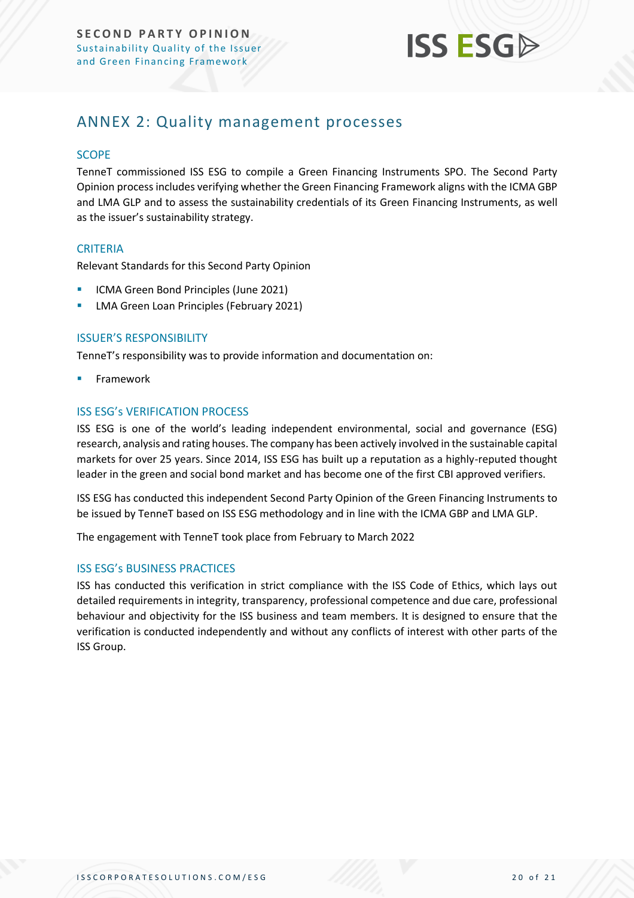## ANNEX 2: Quality management processes

### SCOPE

TenneT commissioned ISS ESG to compile a Green Financing Instruments SPO. The Second Party Opinion process includes verifying whether the Green Financing Framework aligns with the ICMA GBP and LMA GLP and to assess the sustainability credentials of its Green Financing Instruments, as well as the issuer's sustainability strategy.

### CRITERIA

Relevant Standards for this Second Party Opinion

- ICMA Green Bond Principles (June 2021)
- LMA Green Loan Principles (February 2021)

### ISSUER'S RESPONSIBILITY

TenneT's responsibility was to provide information and documentation on:

- Framework

### ISS ESG's VERIFICATION PROCESS

ISS ESG is one of the world's leading independent environmental, social and governance (ESG) research, analysis and rating houses. The company has been actively involved in the sustainable capital markets for over 25 years. Since 2014, ISS ESG has built up a reputation as a highly-reputed thought leader in the green and social bond market and has become one of the first CBI approved verifiers.

ISS ESG has conducted this independent Second Party Opinion of the Green Financing Instruments to be issued by TenneT based on ISS ESG methodology and in line with the ICMA GBP and LMA GLP.

The engagement with TenneT took place from February to March 2022

### ISS ESG's BUSINESS PRACTICES

ISS has conducted this verification in strict compliance with the ISS Code of Ethics, which lays out detailed requirements in integrity, transparency, professional competence and due care, professional behaviour and objectivity for the ISS business and team members. It is designed to ensure that the verification is conducted independently and without any conflicts of interest with other parts of the ISS Group.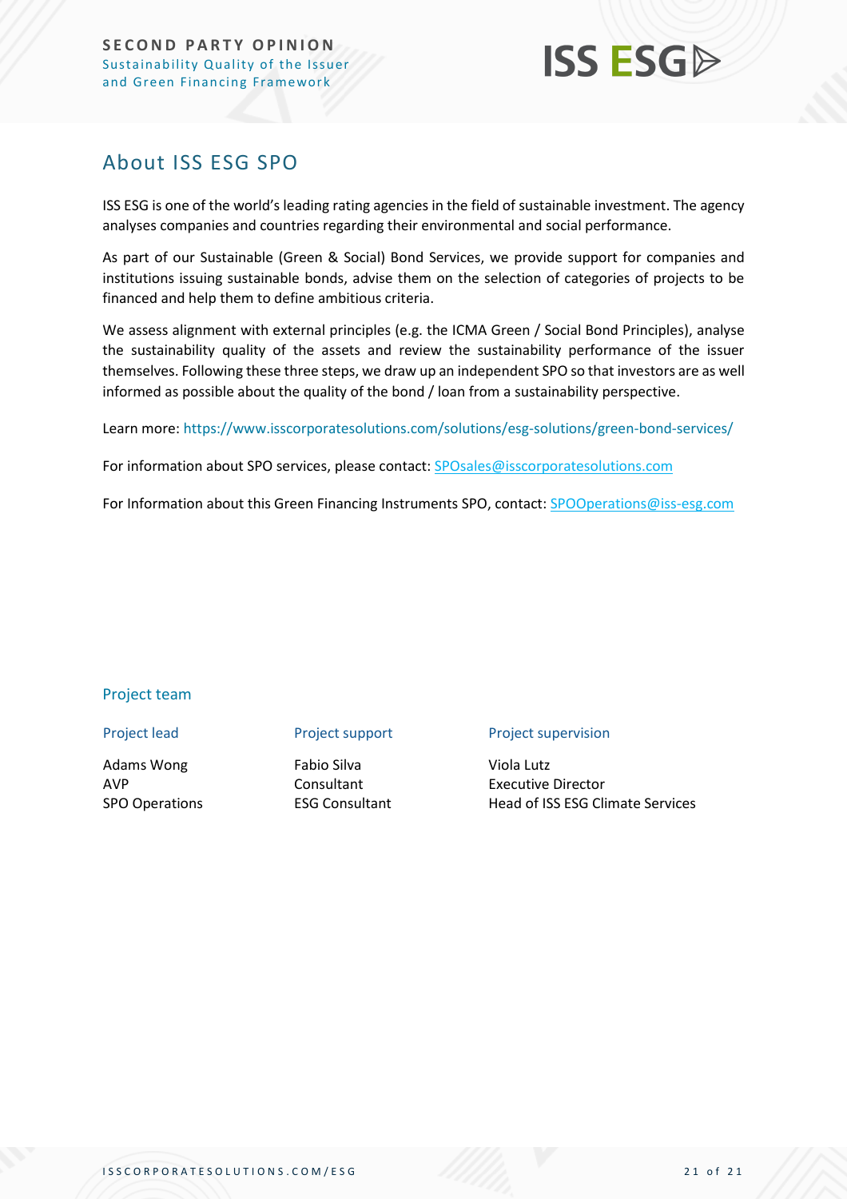## About ISS ESG SPO

ISS ESG is one of the world's leading rating agencies in the field of sustainable investment. The agency analyses companies and countries regarding their environmental and social performance.

As part of our Sustainable (Green & Social) Bond Services, we provide support for companies and institutions issuing sustainable bonds, advise them on the selection of categories of projects to be financed and help them to define ambitious criteria.

We assess alignment with external principles (e.g. the ICMA Green / Social Bond Principles), analyse the sustainability quality of the assets and review the sustainability performance of the issuer themselves. Following these three steps, we draw up an independent SPO so that investors are as well informed as possible about the quality of the bond / loan from a sustainability perspective.

Learn more: https://www.isscorporatesolutions.com/solutions/esg-solutions/green-bond-services/

For information about SPO services, please contact: SPOsales@isscorporatesolutions.com

For Information about this Green Financing Instruments SPO, contact: SPOOperations@iss-esg.com

### Project team

| Project lead | Project support | Project supervision |
|---|---|---|
| Adams Wong<br>AVP<br>SPO Operations | Fabio Silva<br>Consultant<br>ESG Consultant | Viola Lutz<br>Executive Director<br>Head of ISS ESG Climate Services |